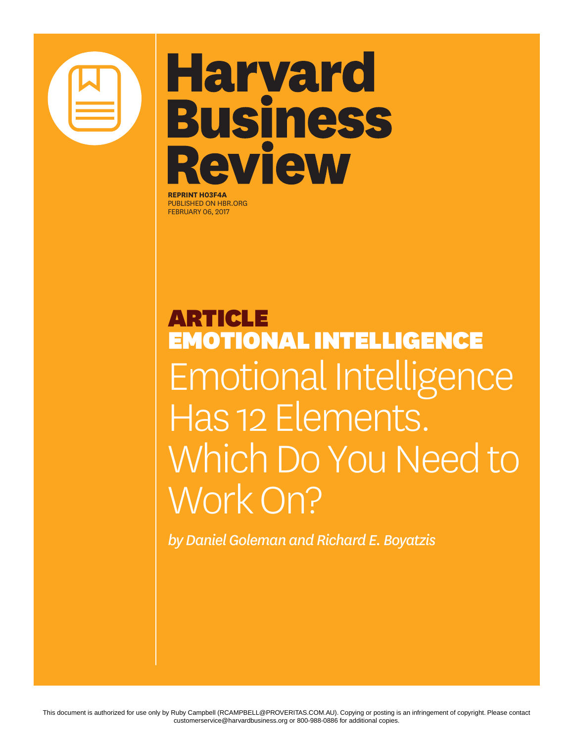# Harvard Business Review

**REPRINT H03F4A**
PUBLISHED ON HBR.ORG
FEBRUARY 06, 2017

**ARTICLE**
**EMOTIONAL INTELLIGENCE**

# Emotional Intelligence Has 12 Elements. Which Do You Need to Work On?

*by Daniel Goleman and Richard E. Boyatzis*

This document is authorized for use only by Ruby Campbell (RCAMPBELL@PROVERITAS.COM.AU). Copying or posting is an infringement of copyright. Please contact customerservice@harvardbusiness.org or 800-988-0886 for additional copies.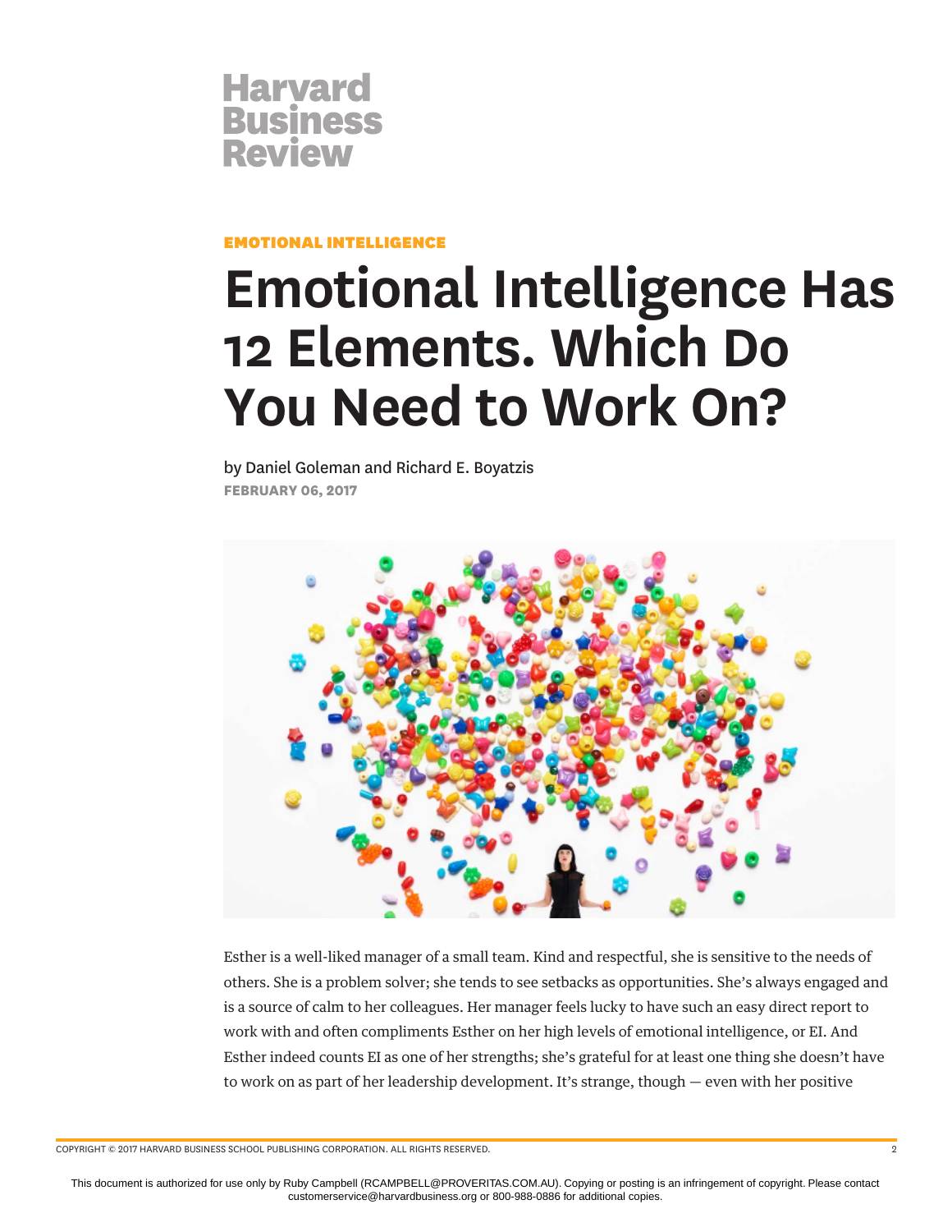Harvard Business Review

**EMOTIONAL INTELLIGENCE**

# Emotional Intelligence Has 12 Elements. Which Do You Need to Work On?

by Daniel Goleman and Richard E. Boyatzis

**FEBRUARY 06, 2017**

Esther is a well-liked manager of a small team. Kind and respectful, she is sensitive to the needs of others. She is a problem solver; she tends to see setbacks as opportunities. She's always engaged and is a source of calm to her colleagues. Her manager feels lucky to have such an easy direct report to work with and often compliments Esther on her high levels of emotional intelligence, or EI. And Esther indeed counts EI as one of her strengths; she's grateful for at least one thing she doesn't have to work on as part of her leadership development. It's strange, though — even with her positive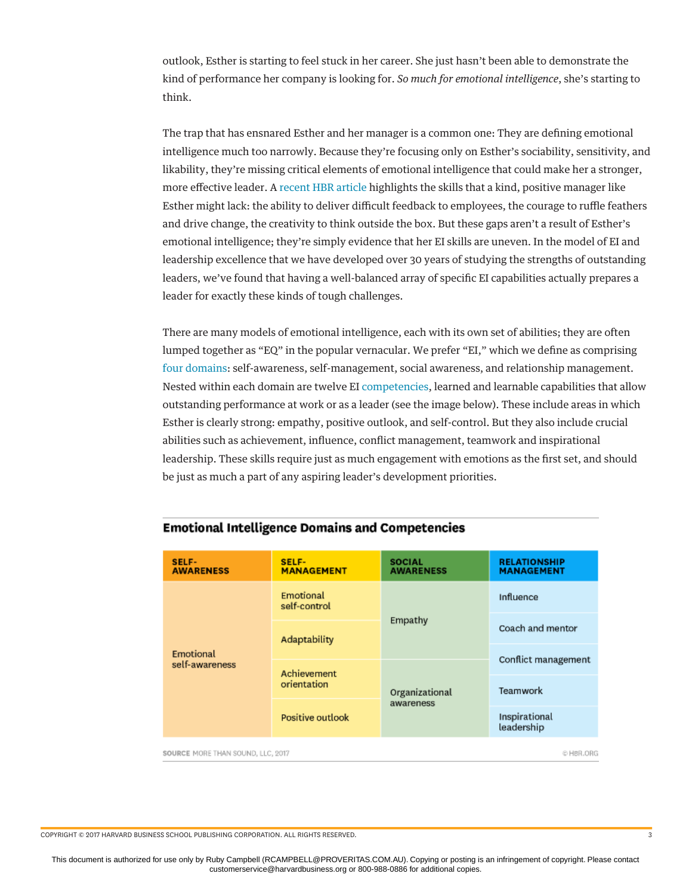outlook, Esther is starting to feel stuck in her career. She just hasn't been able to demonstrate the kind of performance her company is looking for. *So much for emotional intelligence*, she's starting to think.

The trap that has ensnared Esther and her manager is a common one: They are defining emotional intelligence much too narrowly. Because they're focusing only on Esther's sociability, sensitivity, and likability, they're missing critical elements of emotional intelligence that could make her a stronger, more effective leader. A recent HBR article highlights the skills that a kind, positive manager like Esther might lack: the ability to deliver difficult feedback to employees, the courage to ruffle feathers and drive change, the creativity to think outside the box. But these gaps aren't a result of Esther's emotional intelligence; they're simply evidence that her EI skills are uneven. In the model of EI and leadership excellence that we have developed over 30 years of studying the strengths of outstanding leaders, we've found that having a well-balanced array of specific EI capabilities actually prepares a leader for exactly these kinds of tough challenges.

There are many models of emotional intelligence, each with its own set of abilities; they are often lumped together as "EQ" in the popular vernacular. We prefer "EI," which we define as comprising four domains: self-awareness, self-management, social awareness, and relationship management. Nested within each domain are twelve EI competencies, learned and learnable capabilities that allow outstanding performance at work or as a leader (see the image below). These include areas in which Esther is clearly strong: empathy, positive outlook, and self-control. But they also include crucial abilities such as achievement, influence, conflict management, teamwork and inspirational leadership. These skills require just as much engagement with emotions as the first set, and should be just as much a part of any aspiring leader's development priorities.

**Emotional Intelligence Domains and Competencies**

| SELF-AWARENESS | SELF-MANAGEMENT | SOCIAL AWARENESS | RELATIONSHIP MANAGEMENT |
|---|---|---|---|
| Emotional self-awareness | Emotional self-control | Empathy | Influence |
| | Adaptability | | Coach and mentor |
| | Achievement orientation | Organizational awareness | Conflict management |
| | Positive outlook | | Teamwork |
| | | | Inspirational leadership |

SOURCE MORE THAN SOUND, LLC, 2017 © HBR.ORG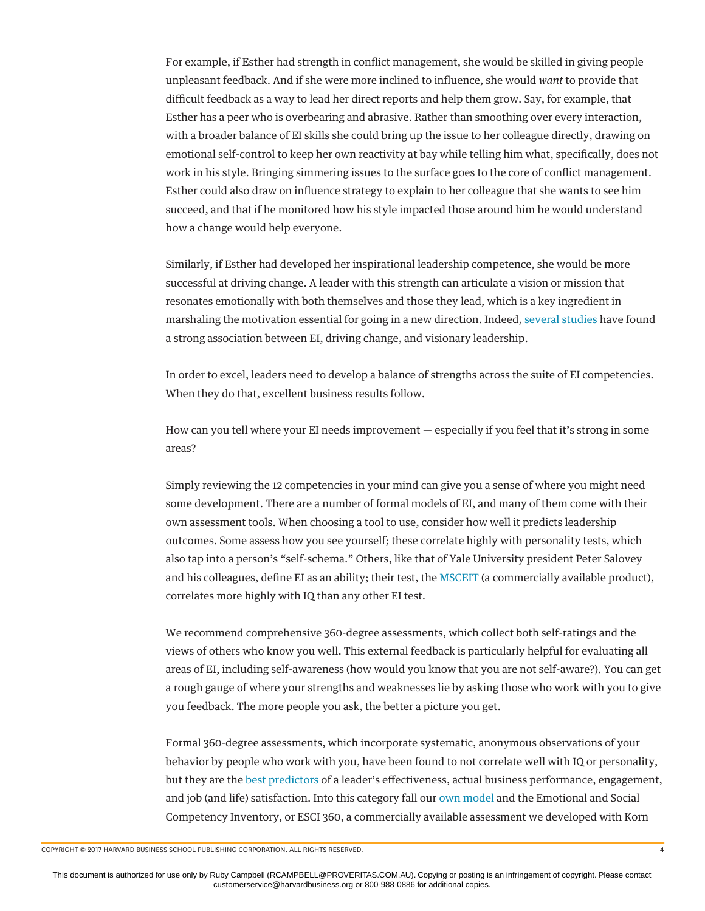For example, if Esther had strength in conflict management, she would be skilled in giving people unpleasant feedback. And if she were more inclined to influence, she would *want* to provide that difficult feedback as a way to lead her direct reports and help them grow. Say, for example, that Esther has a peer who is overbearing and abrasive. Rather than smoothing over every interaction, with a broader balance of EI skills she could bring up the issue to her colleague directly, drawing on emotional self-control to keep her own reactivity at bay while telling him what, specifically, does not work in his style. Bringing simmering issues to the surface goes to the core of conflict management. Esther could also draw on influence strategy to explain to her colleague that she wants to see him succeed, and that if he monitored how his style impacted those around him he would understand how a change would help everyone.

Similarly, if Esther had developed her inspirational leadership competence, she would be more successful at driving change. A leader with this strength can articulate a vision or mission that resonates emotionally with both themselves and those they lead, which is a key ingredient in marshaling the motivation essential for going in a new direction. Indeed, several studies have found a strong association between EI, driving change, and visionary leadership.

In order to excel, leaders need to develop a balance of strengths across the suite of EI competencies. When they do that, excellent business results follow.

How can you tell where your EI needs improvement — especially if you feel that it's strong in some areas?

Simply reviewing the 12 competencies in your mind can give you a sense of where you might need some development. There are a number of formal models of EI, and many of them come with their own assessment tools. When choosing a tool to use, consider how well it predicts leadership outcomes. Some assess how you see yourself; these correlate highly with personality tests, which also tap into a person's "self-schema." Others, like that of Yale University president Peter Salovey and his colleagues, define EI as an ability; their test, the MSCEIT (a commercially available product), correlates more highly with IQ than any other EI test.

We recommend comprehensive 360-degree assessments, which collect both self-ratings and the views of others who know you well. This external feedback is particularly helpful for evaluating all areas of EI, including self-awareness (how would you know that you are not self-aware?). You can get a rough gauge of where your strengths and weaknesses lie by asking those who work with you to give you feedback. The more people you ask, the better a picture you get.

Formal 360-degree assessments, which incorporate systematic, anonymous observations of your behavior by people who work with you, have been found to not correlate well with IQ or personality, but they are the best predictors of a leader's effectiveness, actual business performance, engagement, and job (and life) satisfaction. Into this category fall our own model and the Emotional and Social Competency Inventory, or ESCI 360, a commercially available assessment we developed with Korn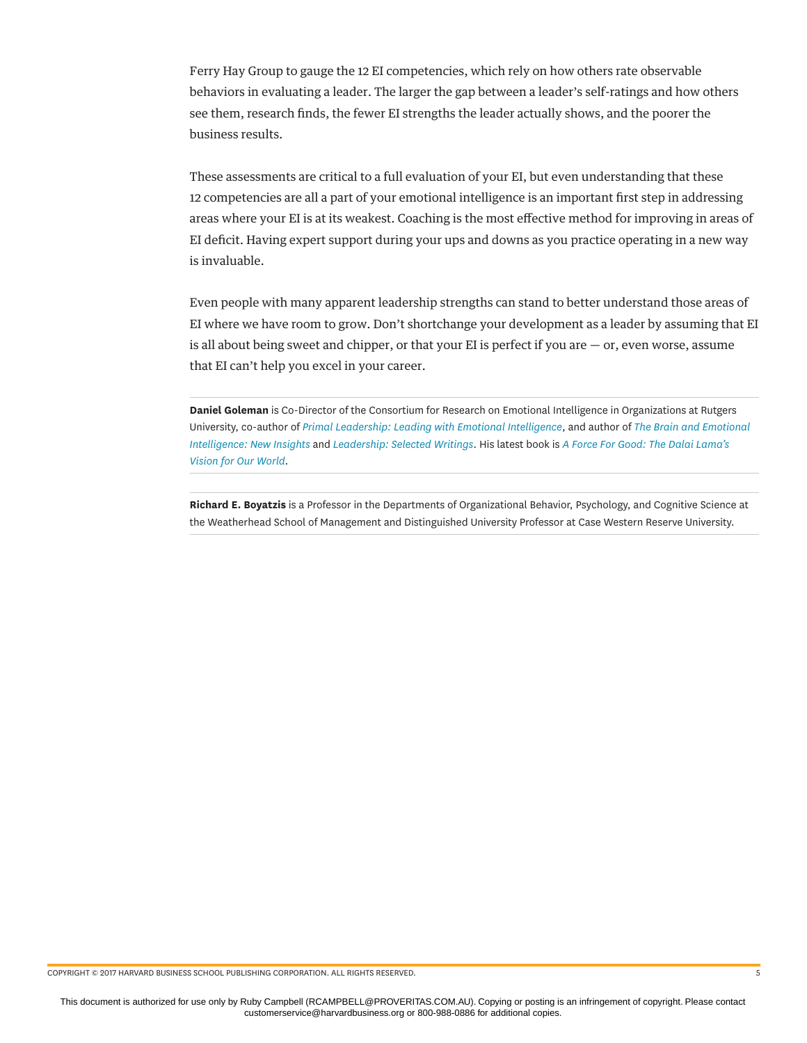Ferry Hay Group to gauge the 12 EI competencies, which rely on how others rate observable behaviors in evaluating a leader. The larger the gap between a leader's self-ratings and how others see them, research finds, the fewer EI strengths the leader actually shows, and the poorer the business results.

These assessments are critical to a full evaluation of your EI, but even understanding that these 12 competencies are all a part of your emotional intelligence is an important first step in addressing areas where your EI is at its weakest. Coaching is the most effective method for improving in areas of EI deficit. Having expert support during your ups and downs as you practice operating in a new way is invaluable.

Even people with many apparent leadership strengths can stand to better understand those areas of EI where we have room to grow. Don't shortchange your development as a leader by assuming that EI is all about being sweet and chipper, or that your EI is perfect if you are — or, even worse, assume that EI can't help you excel in your career.

---

**Daniel Goleman** is Co-Director of the Consortium for Research on Emotional Intelligence in Organizations at Rutgers University, co-author of *Primal Leadership: Leading with Emotional Intelligence*, and author of *The Brain and Emotional Intelligence: New Insights* and *Leadership: Selected Writings*. His latest book is *A Force For Good: The Dalai Lama's Vision for Our World*.

---

**Richard E. Boyatzis** is a Professor in the Departments of Organizational Behavior, Psychology, and Cognitive Science at the Weatherhead School of Management and Distinguished University Professor at Case Western Reserve University.

COPYRIGHT © 2017 HARVARD BUSINESS SCHOOL PUBLISHING CORPORATION. ALL RIGHTS RESERVED.

This document is authorized for use only by Ruby Campbell (RCAMPBELL@PROVERITAS.COM.AU). Copying or posting is an infringement of copyright. Please contact customerservice@harvardbusiness.org or 800-988-0886 for additional copies.